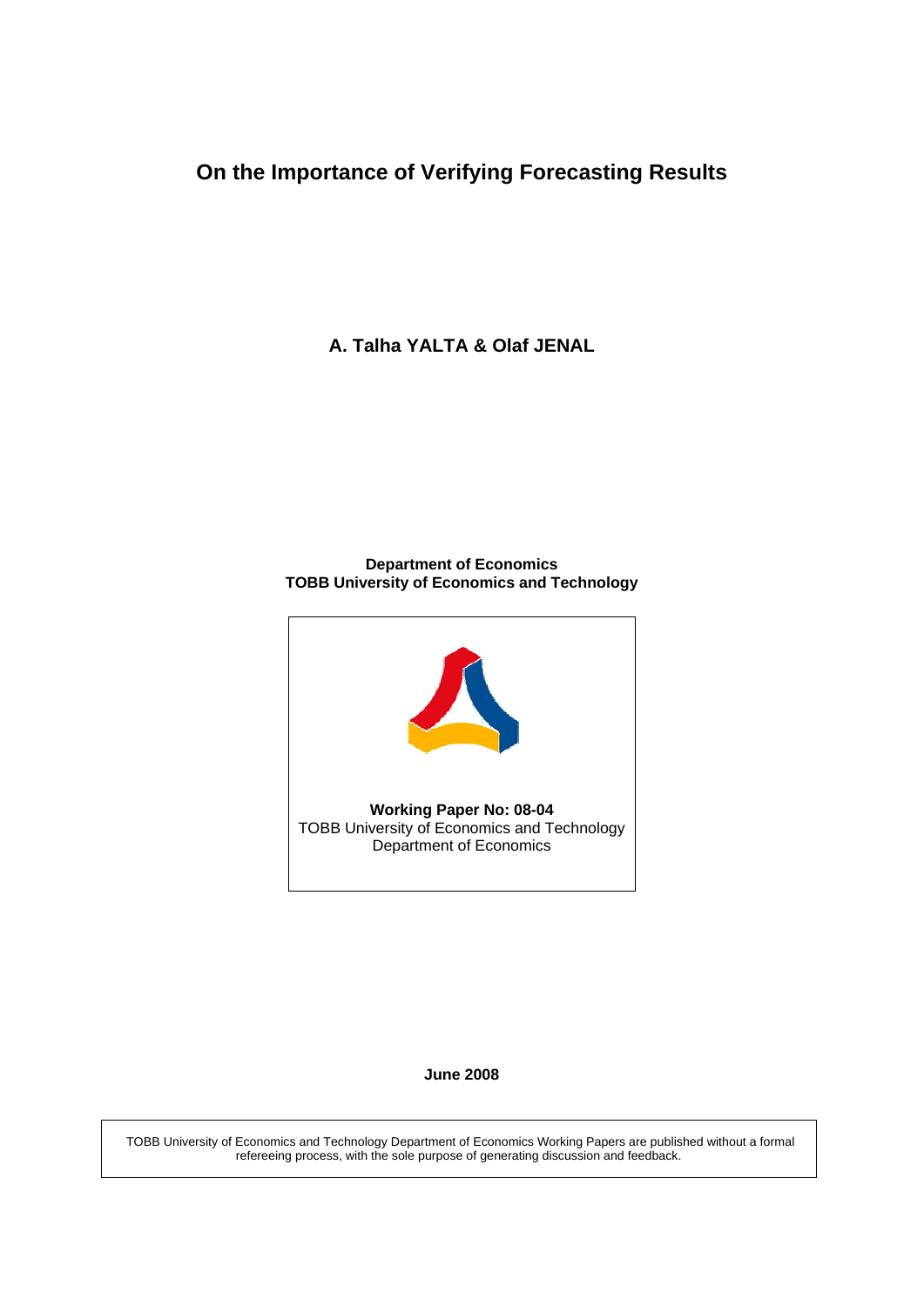# On the Importance of Verifying Forecasting Results

**A. Talha YALTA & Olaf JENAL**

**Department of Economics**
**TOBB University of Economics and Technology**

**Working Paper No: 08-04**
TOBB University of Economics and Technology
Department of Economics

**June 2008**

TOBB University of Economics and Technology Department of Economics Working Papers are published without a formal refereeing process, with the sole purpose of generating discussion and feedback.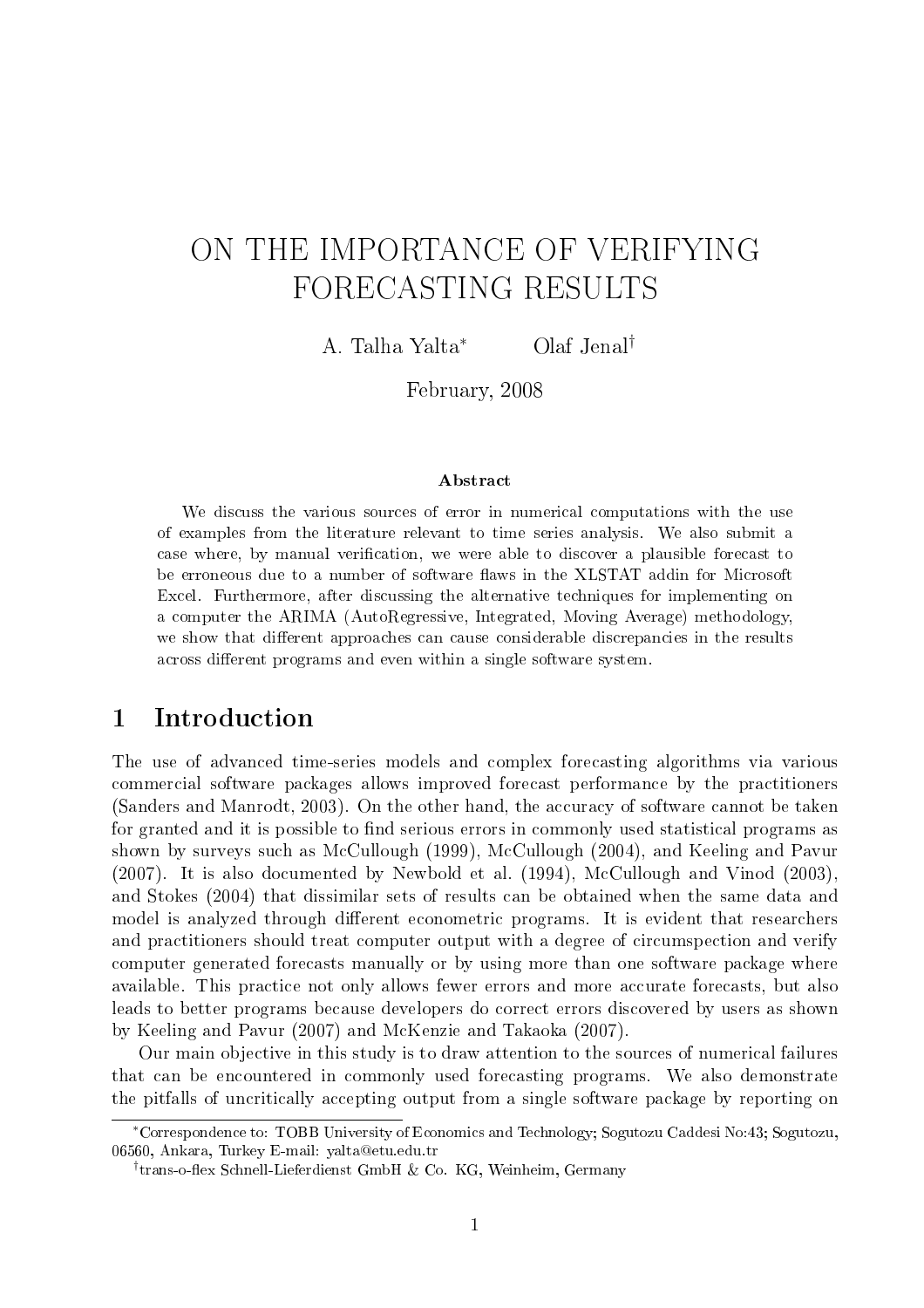# ON THE IMPORTANCE OF VERIFYING FORECASTING RESULTS

A. Talha Yalta[*] Olaf Jenal[†]

February, 2008

### Abstract

We discuss the various sources of error in numerical computations with the use of examples from the literature relevant to time series analysis. We also submit a case where, by manual verification, we were able to discover a plausible forecast to be erroneous due to a number of software flaws in the XLSTAT addin for Microsoft Excel. Furthermore, after discussing the alternative techniques for implementing on a computer the ARIMA (AutoRegressive, Integrated, Moving Average) methodology, we show that different approaches can cause considerable discrepancies in the results across different programs and even within a single software system.

## 1 Introduction

The use of advanced time-series models and complex forecasting algorithms via various commercial software packages allows improved forecast performance by the practitioners (Sanders and Manrodt, 2003). On the other hand, the accuracy of software cannot be taken for granted and it is possible to find serious errors in commonly used statistical programs as shown by surveys such as McCullough (1999), McCullough (2004), and Keeling and Pavur (2007). It is also documented by Newbold et al. (1994), McCullough and Vinod (2003), and Stokes (2004) that dissimilar sets of results can be obtained when the same data and model is analyzed through different econometric programs. It is evident that researchers and practitioners should treat computer output with a degree of circumspection and verify computer generated forecasts manually or by using more than one software package where available. This practice not only allows fewer errors and more accurate forecasts, but also leads to better programs because developers do correct errors discovered by users as shown by Keeling and Pavur (2007) and McKenzie and Takaoka (2007).

Our main objective in this study is to draw attention to the sources of numerical failures that can be encountered in commonly used forecasting programs. We also demonstrate the pitfalls of uncritically accepting output from a single software package by reporting on

[*] Correspondence to: TOBB University of Economics and Technology; Sogutozu Caddesi No:43; Sogutozu, 06560, Ankara, Turkey E-mail: yalta@etu.edu.tr

[†] trans-o-flex Schnell-Lieferdienst GmbH & Co. KG, Weinheim, Germany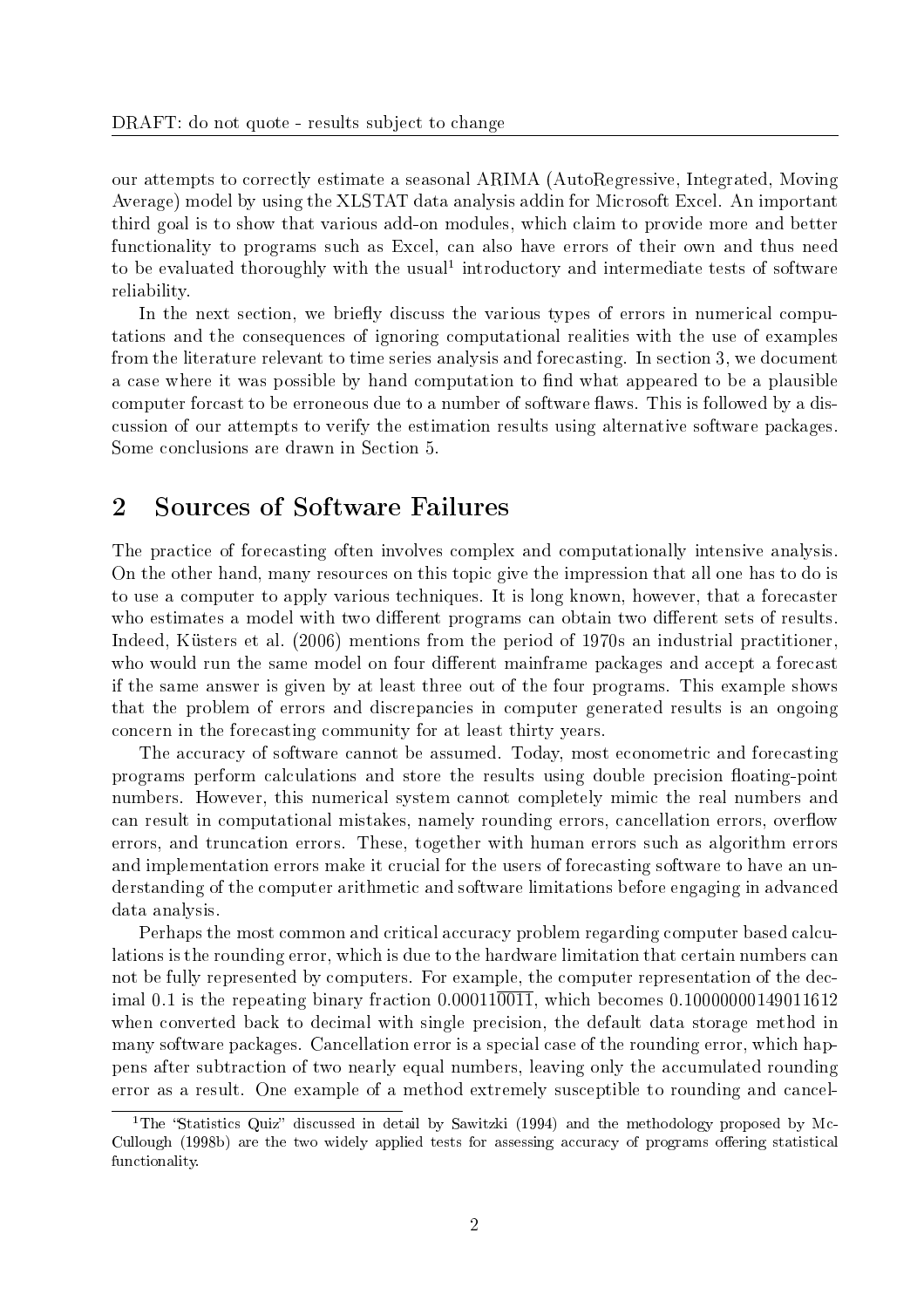our attempts to correctly estimate a seasonal ARIMA (AutoRegressive, Integrated, Moving Average) model by using the XLSTAT data analysis addin for Microsoft Excel. An important third goal is to show that various add-on modules, which claim to provide more and better functionality to programs such as Excel, can also have errors of their own and thus need to be evaluated thoroughly with the usual[1] introductory and intermediate tests of software reliability.

In the next section, we briefly discuss the various types of errors in numerical computations and the consequences of ignoring computational realities with the use of examples from the literature relevant to time series analysis and forecasting. In section 3, we document a case where it was possible by hand computation to find what appeared to be a plausible computer forcast to be erroneous due to a number of software flaws. This is followed by a discussion of our attempts to verify the estimation results using alternative software packages. Some conclusions are drawn in Section 5.

## 2 Sources of Software Failures

The practice of forecasting often involves complex and computationally intensive analysis. On the other hand, many resources on this topic give the impression that all one has to do is to use a computer to apply various techniques. It is long known, however, that a forecaster who estimates a model with two different programs can obtain two different sets of results. Indeed, Küsters et al. (2006) mentions from the period of 1970s an industrial practitioner, who would run the same model on four different mainframe packages and accept a forecast if the same answer is given by at least three out of the four programs. This example shows that the problem of errors and discrepancies in computer generated results is an ongoing concern in the forecasting community for at least thirty years.

The accuracy of software cannot be assumed. Today, most econometric and forecasting programs perform calculations and store the results using double precision floating-point numbers. However, this numerical system cannot completely mimic the real numbers and can result in computational mistakes, namely rounding errors, cancellation errors, overflow errors, and truncation errors. These, together with human errors such as algorithm errors and implementation errors make it crucial for the users of forecasting software to have an understanding of the computer arithmetic and software limitations before engaging in advanced data analysis.

Perhaps the most common and critical accuracy problem regarding computer based calculations is the rounding error, which is due to the hardware limitation that certain numbers can not be fully represented by computers. For example, the computer representation of the decimal 0.1 is the repeating binary fraction $0.0001\overline{10011}$, which becomes 0.10000000149011612 when converted back to decimal with single precision, the default data storage method in many software packages. Cancellation error is a special case of the rounding error, which happens after subtraction of two nearly equal numbers, leaving only the accumulated rounding error as a result. One example of a method extremely susceptible to rounding and cancel-

[1] The "Statistics Quiz" discussed in detail by Sawitzki (1994) and the methodology proposed by McCullough (1998b) are the two widely applied tests for assessing accuracy of programs offering statistical functionality.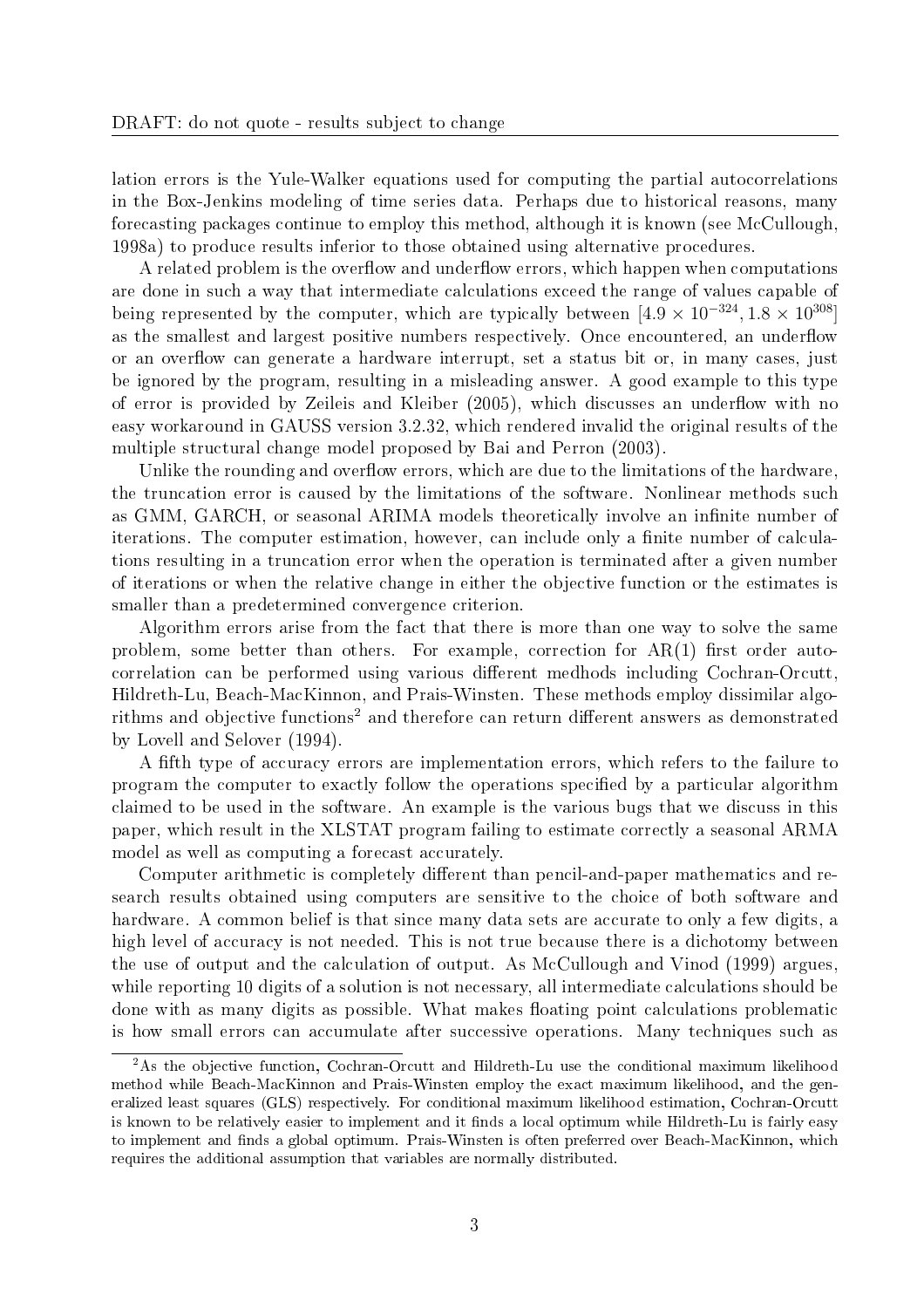lation errors is the Yule-Walker equations used for computing the partial autocorrelations in the Box-Jenkins modeling of time series data. Perhaps due to historical reasons, many forecasting packages continue to employ this method, although it is known (see McCullough, 1998a) to produce results inferior to those obtained using alternative procedures.

A related problem is the overflow and underflow errors, which happen when computations are done in such a way that intermediate calculations exceed the range of values capable of being represented by the computer, which are typically between $[4.9 \times 10^{-324}, 1.8 \times 10^{308}]$ as the smallest and largest positive numbers respectively. Once encountered, an underflow or an overflow can generate a hardware interrupt, set a status bit or, in many cases, just be ignored by the program, resulting in a misleading answer. A good example to this type of error is provided by Zeileis and Kleiber (2005), which discusses an underflow with no easy workaround in GAUSS version 3.2.32, which rendered invalid the original results of the multiple structural change model proposed by Bai and Perron (2003).

Unlike the rounding and overflow errors, which are due to the limitations of the hardware, the truncation error is caused by the limitations of the software. Nonlinear methods such as GMM, GARCH, or seasonal ARIMA models theoretically involve an infinite number of iterations. The computer estimation, however, can include only a finite number of calculations resulting in a truncation error when the operation is terminated after a given number of iterations or when the relative change in either the objective function or the estimates is smaller than a predetermined convergence criterion.

Algorithm errors arise from the fact that there is more than one way to solve the same problem, some better than others. For example, correction for AR(1) first order autocorrelation can be performed using various different medhods including Cochran-Orcutt, Hildreth-Lu, Beach-MacKinnon, and Prais-Winsten. These methods employ dissimilar algorithms and objective functions[2] and therefore can return different answers as demonstrated by Lovell and Selover (1994).

A fifth type of accuracy errors are implementation errors, which refers to the failure to program the computer to exactly follow the operations specified by a particular algorithm claimed to be used in the software. An example is the various bugs that we discuss in this paper, which result in the XLSTAT program failing to estimate correctly a seasonal ARMA model as well as computing a forecast accurately.

Computer arithmetic is completely different than pencil-and-paper mathematics and research results obtained using computers are sensitive to the choice of both software and hardware. A common belief is that since many data sets are accurate to only a few digits, a high level of accuracy is not needed. This is not true because there is a dichotomy between the use of output and the calculation of output. As McCullough and Vinod (1999) argues, while reporting 10 digits of a solution is not necessary, all intermediate calculations should be done with as many digits as possible. What makes floating point calculations problematic is how small errors can accumulate after successive operations. Many techniques such as

[2] As the objective function, Cochran-Orcutt and Hildreth-Lu use the conditional maximum likelihood method while Beach-MacKinnon and Prais-Winsten employ the exact maximum likelihood, and the generalized least squares (GLS) respectively. For conditional maximum likelihood estimation, Cochran-Orcutt is known to be relatively easier to implement and it finds a local optimum while Hildreth-Lu is fairly easy to implement and finds a global optimum. Prais-Winsten is often preferred over Beach-MacKinnon, which requires the additional assumption that variables are normally distributed.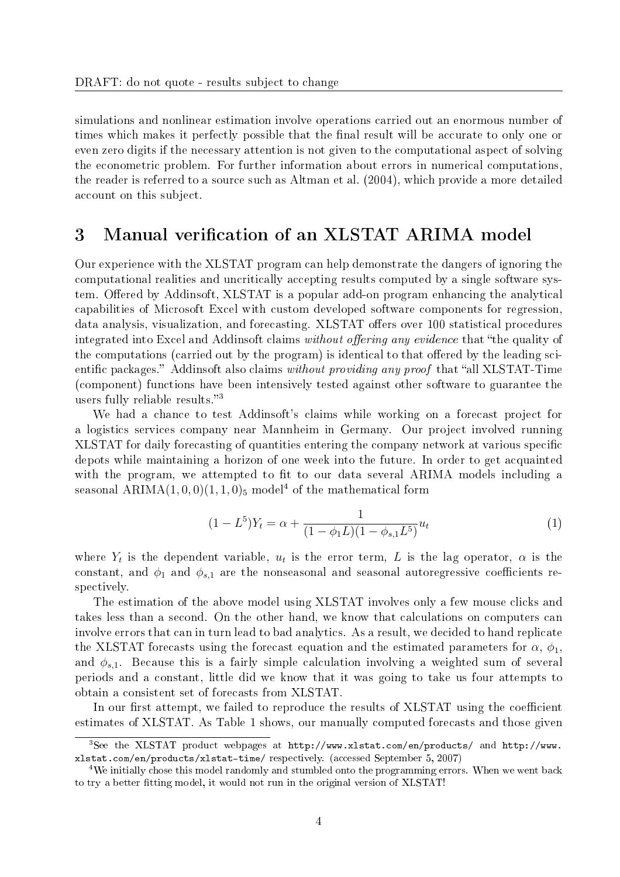simulations and nonlinear estimation involve operations carried out an enormous number of times which makes it perfectly possible that the final result will be accurate to only one or even zero digits if the necessary attention is not given to the computational aspect of solving the econometric problem. For further information about errors in numerical computations, the reader is referred to a source such as Altman et al. (2004), which provide a more detailed account on this subject.

## 3 Manual verification of an XLSTAT ARIMA model

Our experience with the XLSTAT program can help demonstrate the dangers of ignoring the computational realities and uncritically accepting results computed by a single software system. Offered by Addinsoft, XLSTAT is a popular add-on program enhancing the analytical capabilities of Microsoft Excel with custom developed software components for regression, data analysis, visualization, and forecasting. XLSTAT offers over 100 statistical procedures integrated into Excel and Addinsoft claims *without offering any evidence* that "the quality of the computations (carried out by the program) is identical to that offered by the leading scientific packages." Addinsoft also claims *without providing any proof* that "all XLSTAT-Time (component) functions have been intensively tested against other software to guarantee the users fully reliable results."[3]

We had a chance to test Addinsoft's claims while working on a forecast project for a logistics services company near Mannheim in Germany. Our project involved running XLSTAT for daily forecasting of quantities entering the company network at various specific depots while maintaining a horizon of one week into the future. In order to get acquainted with the program, we attempted to fit to our data several ARIMA models including a seasonal $\text{ARIMA}(1,0,0)(1,1,0)_5$ model[4] of the mathematical form

$$(1-L^5)Y_t = \alpha + \frac{1}{(1-\phi_1 L)(1-\phi_{s,1}L^5)}u_t \qquad (1)$$

where $Y_t$ is the dependent variable, $u_t$ is the error term, $L$ is the lag operator, $\alpha$ is the constant, and $\phi_1$ and $\phi_{s,1}$ are the nonseasonal and seasonal autoregressive coefficients respectively.

The estimation of the above model using XLSTAT involves only a few mouse clicks and takes less than a second. On the other hand, we know that calculations on computers can involve errors that can in turn lead to bad analytics. As a result, we decided to hand replicate the XLSTAT forecasts using the forecast equation and the estimated parameters for $\alpha$, $\phi_1$, and $\phi_{s,1}$. Because this is a fairly simple calculation involving a weighted sum of several periods and a constant, little did we know that it was going to take us four attempts to obtain a consistent set of forecasts from XLSTAT.

In our first attempt, we failed to reproduce the results of XLSTAT using the coefficient estimates of XLSTAT. As Table 1 shows, our manually computed forecasts and those given

---

[3] See the XLSTAT product webpages at `http://www.xlstat.com/en/products/` and `http://www.xlstat.com/en/products/xlstat-time/` respectively. (accessed September 5, 2007)

[4] We initially chose this model randomly and stumbled onto the programming errors. When we went back to try a better fitting model, it would not run in the original version of XLSTAT!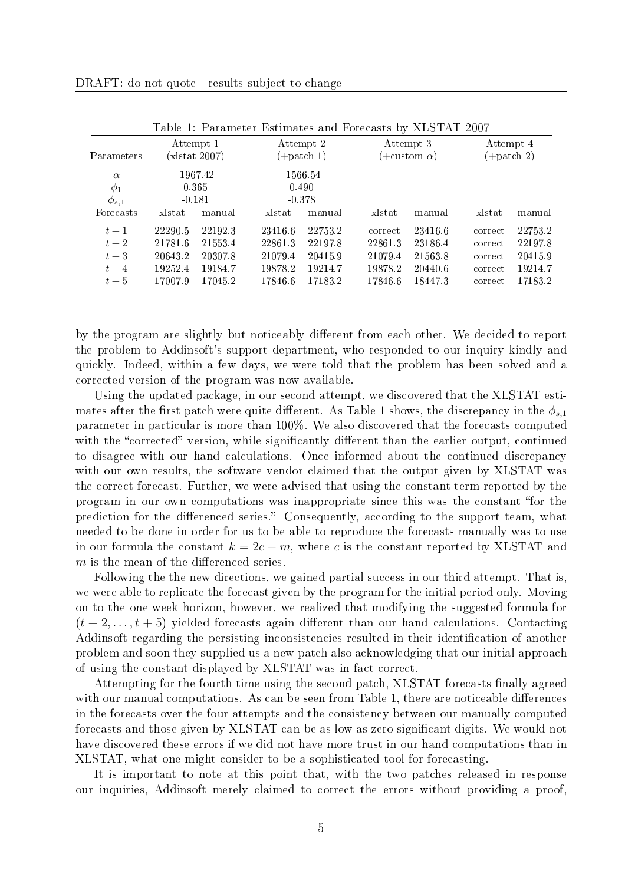Table 1: Parameter Estimates and Forecasts by XLSTAT 2007

| Parameters | Attempt 1 (xlstat 2007) | | Attempt 2 (+patch 1) | | Attempt 3 (+custom $\alpha$) | | Attempt 4 (+patch 2) | |
|---|---|---|---|---|---|---|---|---|
| $\alpha$ | -1967.42 | | -1566.54 | | | | | |
| $\phi_1$ | 0.365 | | 0.490 | | | | | |
| $\phi_{s,1}$ | -0.181 | | -0.378 | | | | | |
| Forecasts | xlstat | manual | xlstat | manual | xlstat | manual | xlstat | manual |
| $t+1$ | 22290.5 | 22192.3 | 23416.6 | 22753.2 | correct | 23416.6 | correct | 22753.2 |
| $t+2$ | 21781.6 | 21553.4 | 22861.3 | 22197.8 | 22861.3 | 23186.4 | correct | 22197.8 |
| $t+3$ | 20643.2 | 20307.8 | 21079.4 | 20415.9 | 21079.4 | 21563.8 | correct | 20415.9 |
| $t+4$ | 19252.4 | 19184.7 | 19878.2 | 19214.7 | 19878.2 | 20440.6 | correct | 19214.7 |
| $t+5$ | 17007.9 | 17045.2 | 17846.6 | 17183.2 | 17846.6 | 18447.3 | correct | 17183.2 |

by the program are slightly but noticeably different from each other. We decided to report the problem to Addinsoft's support department, who responded to our inquiry kindly and quickly. Indeed, within a few days, we were told that the problem has been solved and a corrected version of the program was now available.

Using the updated package, in our second attempt, we discovered that the XLSTAT estimates after the first patch were quite different. As Table 1 shows, the discrepancy in the $\phi_{s,1}$ parameter in particular is more than 100%. We also discovered that the forecasts computed with the "corrected" version, while significantly different than the earlier output, continued to disagree with our hand calculations. Once informed about the continued discrepancy with our own results, the software vendor claimed that the output given by XLSTAT was the correct forecast. Further, we were advised that using the constant term reported by the program in our own computations was inappropriate since this was the constant "for the prediction for the differenced series." Consequently, according to the support team, what needed to be done in order for us to be able to reproduce the forecasts manually was to use in our formula the constant $k = 2c - m$, where $c$ is the constant reported by XLSTAT and $m$ is the mean of the differenced series.

Following the the new directions, we gained partial success in our third attempt. That is, we were able to replicate the forecast given by the program for the initial period only. Moving on to the one week horizon, however, we realized that modifying the suggested formula for $(t+2, \ldots, t+5)$ yielded forecasts again different than our hand calculations. Contacting Addinsoft regarding the persisting inconsistencies resulted in their identification of another problem and soon they supplied us a new patch also acknowledging that our initial approach of using the constant displayed by XLSTAT was in fact correct.

Attempting for the fourth time using the second patch, XLSTAT forecasts finally agreed with our manual computations. As can be seen from Table 1, there are noticeable differences in the forecasts over the four attempts and the consistency between our manually computed forecasts and those given by XLSTAT can be as low as zero significant digits. We would not have discovered these errors if we did not have more trust in our hand computations than in XLSTAT, what one might consider to be a sophisticated tool for forecasting.

It is important to note at this point that, with the two patches released in response our inquiries, Addinsoft merely claimed to correct the errors without providing a proof,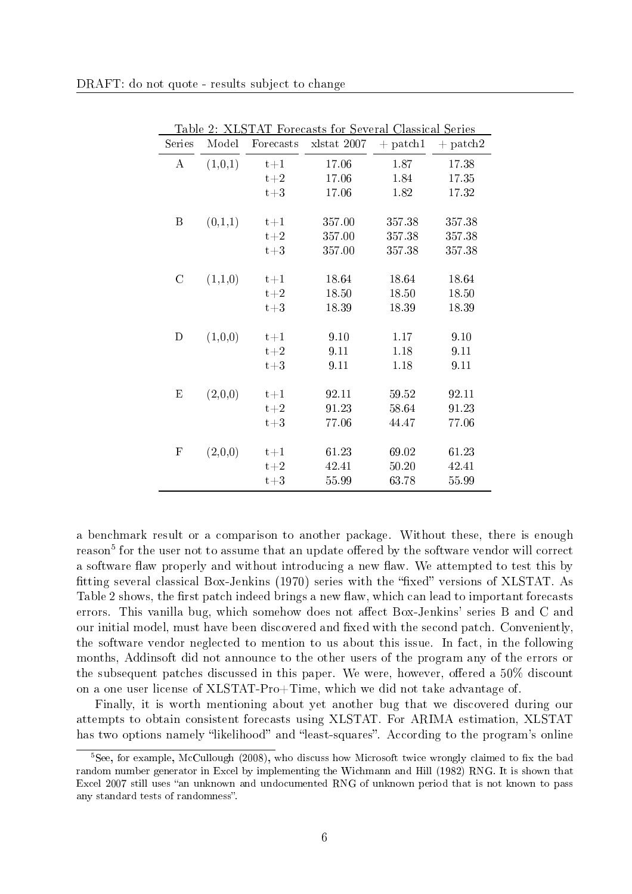Table 2: XLSTAT Forecasts for Several Classical Series

| Series | Model | Forecasts | xlstat 2007 | + patch1 | + patch2 |
|---|---|---|---|---|---|
| A | (1,0,1) | t+1 | 17.06 | 1.87 | 17.38 |
| | | t+2 | 17.06 | 1.84 | 17.35 |
| | | t+3 | 17.06 | 1.82 | 17.32 |
| B | (0,1,1) | t+1 | 357.00 | 357.38 | 357.38 |
| | | t+2 | 357.00 | 357.38 | 357.38 |
| | | t+3 | 357.00 | 357.38 | 357.38 |
| C | (1,1,0) | t+1 | 18.64 | 18.64 | 18.64 |
| | | t+2 | 18.50 | 18.50 | 18.50 |
| | | t+3 | 18.39 | 18.39 | 18.39 |
| D | (1,0,0) | t+1 | 9.10 | 1.17 | 9.10 |
| | | t+2 | 9.11 | 1.18 | 9.11 |
| | | t+3 | 9.11 | 1.18 | 9.11 |
| E | (2,0,0) | t+1 | 92.11 | 59.52 | 92.11 |
| | | t+2 | 91.23 | 58.64 | 91.23 |
| | | t+3 | 77.06 | 44.47 | 77.06 |
| F | (2,0,0) | t+1 | 61.23 | 69.02 | 61.23 |
| | | t+2 | 42.41 | 50.20 | 42.41 |
| | | t+3 | 55.99 | 63.78 | 55.99 |

a benchmark result or a comparison to another package. Without these, there is enough reason[5] for the user not to assume that an update offered by the software vendor will correct a software flaw properly and without introducing a new flaw. We attempted to test this by fitting several classical Box-Jenkins (1970) series with the "fixed" versions of XLSTAT. As Table 2 shows, the first patch indeed brings a new flaw, which can lead to important forecasts errors. This vanilla bug, which somehow does not affect Box-Jenkins' series B and C and our initial model, must have been discovered and fixed with the second patch. Conveniently, the software vendor neglected to mention to us about this issue. In fact, in the following months, Addinsoft did not announce to the other users of the program any of the errors or the subsequent patches discussed in this paper. We were, however, offered a 50% discount on a one user license of XLSTAT-Pro+Time, which we did not take advantage of.

Finally, it is worth mentioning about yet another bug that we discovered during our attempts to obtain consistent forecasts using XLSTAT. For ARIMA estimation, XLSTAT has two options namely "likelihood" and "least-squares". According to the program's online

[5] See, for example, McCullough (2008), who discuss how Microsoft twice wrongly claimed to fix the bad random number generator in Excel by implementing the Wichmann and Hill (1982) RNG. It is shown that Excel 2007 still uses "an unknown and undocumented RNG of unknown period that is not known to pass any standard tests of randomness".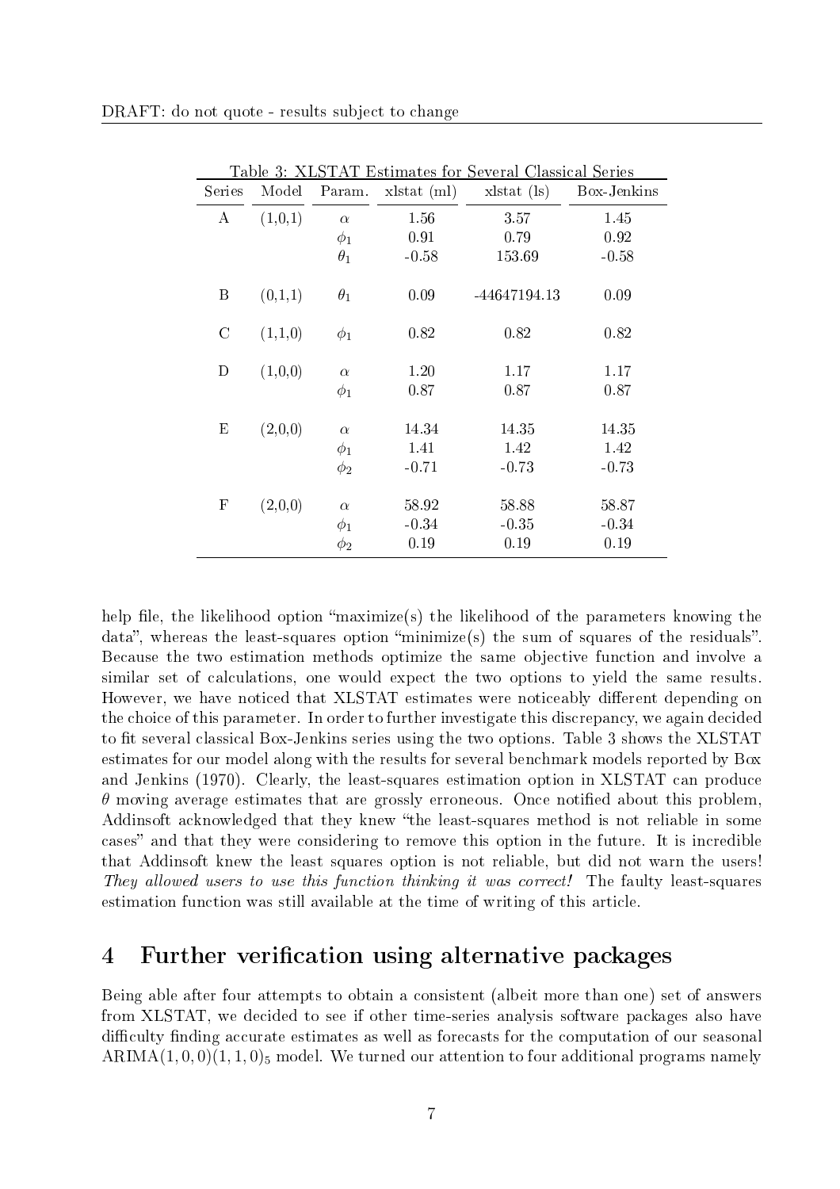Table 3: XLSTAT Estimates for Several Classical Series

| Series | Model | Param. | xlstat (ml) | xlstat (ls) | Box-Jenkins |
|---|---|---|---|---|---|
| A | (1,0,1) | $\alpha$ | 1.56 | 3.57 | 1.45 |
| | | $\phi_1$ | 0.91 | 0.79 | 0.92 |
| | | $\theta_1$ | -0.58 | 153.69 | -0.58 |
| B | (0,1,1) | $\theta_1$ | 0.09 | -44647194.13 | 0.09 |
| C | (1,1,0) | $\phi_1$ | 0.82 | 0.82 | 0.82 |
| D | (1,0,0) | $\alpha$ | 1.20 | 1.17 | 1.17 |
| | | $\phi_1$ | 0.87 | 0.87 | 0.87 |
| E | (2,0,0) | $\alpha$ | 14.34 | 14.35 | 14.35 |
| | | $\phi_1$ | 1.41 | 1.42 | 1.42 |
| | | $\phi_2$ | -0.71 | -0.73 | -0.73 |
| F | (2,0,0) | $\alpha$ | 58.92 | 58.88 | 58.87 |
| | | $\phi_1$ | -0.34 | -0.35 | -0.34 |
| | | $\phi_2$ | 0.19 | 0.19 | 0.19 |

help file, the likelihood option "maximize(s) the likelihood of the parameters knowing the data", whereas the least-squares option "minimize(s) the sum of squares of the residuals". Because the two estimation methods optimize the same objective function and involve a similar set of calculations, one would expect the two options to yield the same results. However, we have noticed that XLSTAT estimates were noticeably different depending on the choice of this parameter. In order to further investigate this discrepancy, we again decided to fit several classical Box-Jenkins series using the two options. Table 3 shows the XLSTAT estimates for our model along with the results for several benchmark models reported by Box and Jenkins (1970). Clearly, the least-squares estimation option in XLSTAT can produce $\theta$ moving average estimates that are grossly erroneous. Once notified about this problem, Addinsoft acknowledged that they knew "the least-squares method is not reliable in some cases" and that they were considering to remove this option in the future. It is incredible that Addinsoft knew the least squares option is not reliable, but did not warn the users! *They allowed users to use this function thinking it was correct!* The faulty least-squares estimation function was still available at the time of writing of this article.

## 4 Further verification using alternative packages

Being able after four attempts to obtain a consistent (albeit more than one) set of answers from XLSTAT, we decided to see if other time-series analysis software packages also have difficulty finding accurate estimates as well as forecasts for the computation of our seasonal $\text{ARIMA}(1,0,0)(1,1,0)_5$ model. We turned our attention to four additional programs namely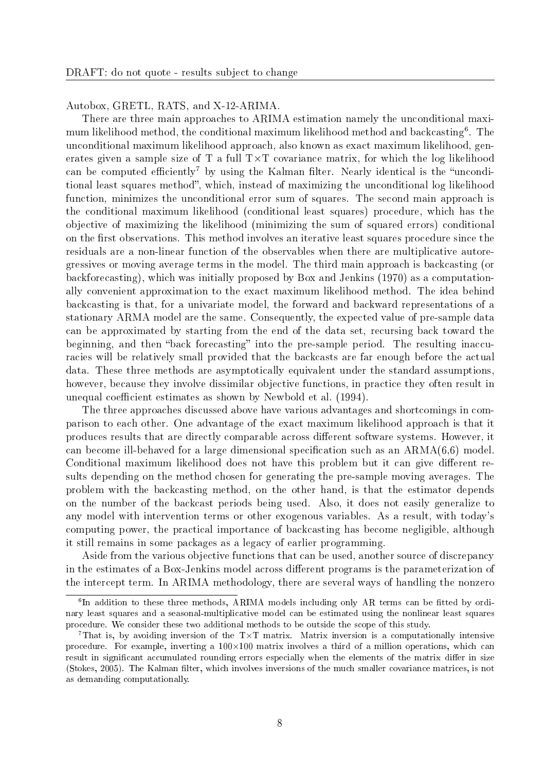Autobox, GRETL, RATS, and X-12-ARIMA.

There are three main approaches to ARIMA estimation namely the unconditional maximum likelihood method, the conditional maximum likelihood method and backcasting[6]. The unconditional maximum likelihood approach, also known as exact maximum likelihood, generates given a sample size of T a full T×T covariance matrix, for which the log likelihood can be computed efficiently[7] by using the Kalman filter. Nearly identical is the "unconditional least squares method", which, instead of maximizing the unconditional log likelihood function, minimizes the unconditional error sum of squares. The second main approach is the conditional maximum likelihood (conditional least squares) procedure, which has the objective of maximizing the likelihood (minimizing the sum of squared errors) conditional on the first observations. This method involves an iterative least squares procedure since the residuals are a non-linear function of the observables when there are multiplicative autoregressives or moving average terms in the model. The third main approach is backcasting (or backforecasting), which was initially proposed by Box and Jenkins (1970) as a computationally convenient approximation to the exact maximum likelihood method. The idea behind backcasting is that, for a univariate model, the forward and backward representations of a stationary ARMA model are the same. Consequently, the expected value of pre-sample data can be approximated by starting from the end of the data set, recursing back toward the beginning, and then "back forecasting" into the pre-sample period. The resulting inaccuracies will be relatively small provided that the backcasts are far enough before the actual data. These three methods are asymptotically equivalent under the standard assumptions, however, because they involve dissimilar objective functions, in practice they often result in unequal coefficient estimates as shown by Newbold et al. (1994).

The three approaches discussed above have various advantages and shortcomings in comparison to each other. One advantage of the exact maximum likelihood approach is that it produces results that are directly comparable across different software systems. However, it can become ill-behaved for a large dimensional specification such as an ARMA(6,6) model. Conditional maximum likelihood does not have this problem but it can give different results depending on the method chosen for generating the pre-sample moving averages. The problem with the backcasting method, on the other hand, is that the estimator depends on the number of the backcast periods being used. Also, it does not easily generalize to any model with intervention terms or other exogenous variables. As a result, with today's computing power, the practical importance of backcasting has become negligible, although it still remains in some packages as a legacy of earlier programming.

Aside from the various objective functions that can be used, another source of discrepancy in the estimates of a Box-Jenkins model across different programs is the parameterization of the intercept term. In ARIMA methodology, there are several ways of handling the nonzero

---

[6] In addition to these three methods, ARIMA models including only AR terms can be fitted by ordinary least squares and a seasonal-multiplicative model can be estimated using the nonlinear least squares procedure. We consider these two additional methods to be outside the scope of this study.

[7] That is, by avoiding inversion of the T×T matrix. Matrix inversion is a computationally intensive procedure. For example, inverting a 100×100 matrix involves a third of a million operations, which can result in significant accumulated rounding errors especially when the elements of the matrix differ in size (Stokes, 2005). The Kalman filter, which involves inversions of the much smaller covariance matrices, is not as demanding computationally.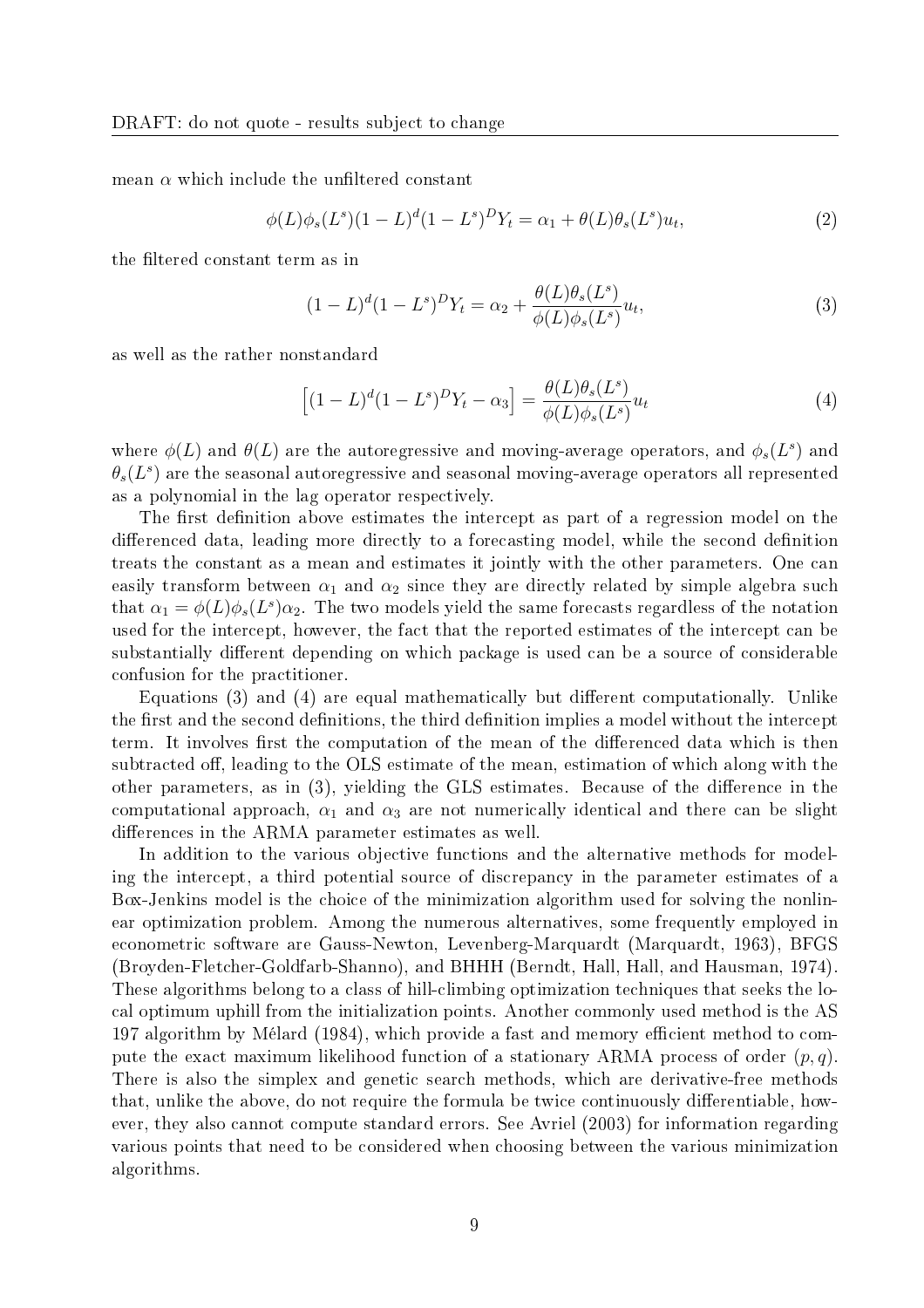mean $\alpha$ which include the unfiltered constant

$$\phi(L)\phi_s(L^s)(1-L)^d(1-L^s)^D Y_t = \alpha_1 + \theta(L)\theta_s(L^s)u_t, \tag{2}$$

the filtered constant term as in

$$(1-L)^d(1-L^s)^D Y_t = \alpha_2 + \frac{\theta(L)\theta_s(L^s)}{\phi(L)\phi_s(L^s)}u_t, \tag{3}$$

as well as the rather nonstandard

$$\left[(1-L)^d(1-L^s)^D Y_t - \alpha_3\right] = \frac{\theta(L)\theta_s(L^s)}{\phi(L)\phi_s(L^s)}u_t \tag{4}$$

where $\phi(L)$ and $\theta(L)$ are the autoregressive and moving-average operators, and $\phi_s(L^s)$ and $\theta_s(L^s)$ are the seasonal autoregressive and seasonal moving-average operators all represented as a polynomial in the lag operator respectively.

The first definition above estimates the intercept as part of a regression model on the differenced data, leading more directly to a forecasting model, while the second definition treats the constant as a mean and estimates it jointly with the other parameters. One can easily transform between $\alpha_1$ and $\alpha_2$ since they are directly related by simple algebra such that $\alpha_1 = \phi(L)\phi_s(L^s)\alpha_2$. The two models yield the same forecasts regardless of the notation used for the intercept, however, the fact that the reported estimates of the intercept can be substantially different depending on which package is used can be a source of considerable confusion for the practitioner.

Equations (3) and (4) are equal mathematically but different computationally. Unlike the first and the second definitions, the third definition implies a model without the intercept term. It involves first the computation of the mean of the differenced data which is then subtracted off, leading to the OLS estimate of the mean, estimation of which along with the other parameters, as in (3), yielding the GLS estimates. Because of the difference in the computational approach, $\alpha_1$ and $\alpha_3$ are not numerically identical and there can be slight differences in the ARMA parameter estimates as well.

In addition to the various objective functions and the alternative methods for modeling the intercept, a third potential source of discrepancy in the parameter estimates of a Box-Jenkins model is the choice of the minimization algorithm used for solving the nonlinear optimization problem. Among the numerous alternatives, some frequently employed in econometric software are Gauss-Newton, Levenberg-Marquardt (Marquardt, 1963), BFGS (Broyden-Fletcher-Goldfarb-Shanno), and BHHH (Berndt, Hall, Hall, and Hausman, 1974). These algorithms belong to a class of hill-climbing optimization techniques that seeks the local optimum uphill from the initialization points. Another commonly used method is the AS 197 algorithm by Mélard (1984), which provide a fast and memory efficient method to compute the exact maximum likelihood function of a stationary ARMA process of order $(p, q)$. There is also the simplex and genetic search methods, which are derivative-free methods that, unlike the above, do not require the formula be twice continuously differentiable, however, they also cannot compute standard errors. See Avriel (2003) for information regarding various points that need to be considered when choosing between the various minimization algorithms.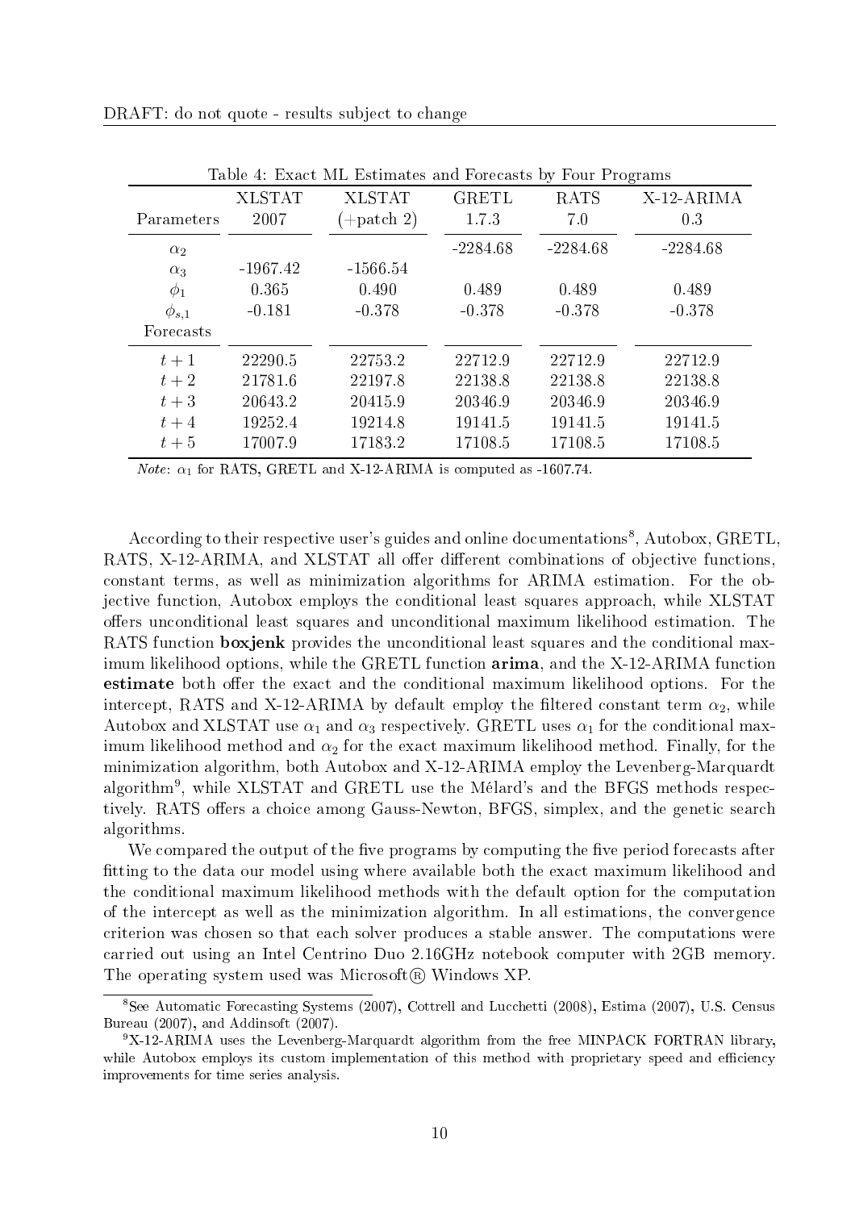Table 4: Exact ML Estimates and Forecasts by Four Programs

| Parameters | XLSTAT 2007 | XLSTAT (+patch 2) | GRETL 1.7.3 | RATS 7.0 | X-12-ARIMA 0.3 |
|---|---|---|---|---|---|
| $\alpha_2$ | | | -2284.68 | -2284.68 | -2284.68 |
| $\alpha_3$ | -1967.42 | -1566.54 | | | |
| $\phi_1$ | 0.365 | 0.490 | 0.489 | 0.489 | 0.489 |
| $\phi_{s,1}$ | -0.181 | -0.378 | -0.378 | -0.378 | -0.378 |
| Forecasts | | | | | |
| $t+1$ | 22290.5 | 22753.2 | 22712.9 | 22712.9 | 22712.9 |
| $t+2$ | 21781.6 | 22197.8 | 22138.8 | 22138.8 | 22138.8 |
| $t+3$ | 20643.2 | 20415.9 | 20346.9 | 20346.9 | 20346.9 |
| $t+4$ | 19252.4 | 19214.8 | 19141.5 | 19141.5 | 19141.5 |
| $t+5$ | 17007.9 | 17183.2 | 17108.5 | 17108.5 | 17108.5 |

*Note*: $\alpha_1$ for RATS, GRETL and X-12-ARIMA is computed as -1607.74.

According to their respective user's guides and online documentations[8], Autobox, GRETL, RATS, X-12-ARIMA, and XLSTAT all offer different combinations of objective functions, constant terms, as well as minimization algorithms for ARIMA estimation. For the objective function, Autobox employs the conditional least squares approach, while XLSTAT offers unconditional least squares and unconditional maximum likelihood estimation. The RATS function **boxjenk** provides the unconditional least squares and the conditional maximum likelihood options, while the GRETL function **arima**, and the X-12-ARIMA function **estimate** both offer the exact and the conditional maximum likelihood options. For the intercept, RATS and X-12-ARIMA by default employ the filtered constant term $\alpha_2$, while Autobox and XLSTAT use $\alpha_1$ and $\alpha_3$ respectively. GRETL uses $\alpha_1$ for the conditional maximum likelihood method and $\alpha_2$ for the exact maximum likelihood method. Finally, for the minimization algorithm, both Autobox and X-12-ARIMA employ the Levenberg-Marquardt algorithm[9], while XLSTAT and GRETL use the Mélard's and the BFGS methods respectively. RATS offers a choice among Gauss-Newton, BFGS, simplex, and the genetic search algorithms.

We compared the output of the five programs by computing the five period forecasts after fitting to the data our model using where available both the exact maximum likelihood and the conditional maximum likelihood methods with the default option for the computation of the intercept as well as the minimization algorithm. In all estimations, the convergence criterion was chosen so that each solver produces a stable answer. The computations were carried out using an Intel Centrino Duo 2.16GHz notebook computer with 2GB memory. The operating system used was Microsoft® Windows XP.

[8] See Automatic Forecasting Systems (2007), Cottrell and Lucchetti (2008), Estima (2007), U.S. Census Bureau (2007), and Addinsoft (2007).

[9] X-12-ARIMA uses the Levenberg-Marquardt algorithm from the free MINPACK FORTRAN library, while Autobox employs its custom implementation of this method with proprietary speed and efficiency improvements for time series analysis.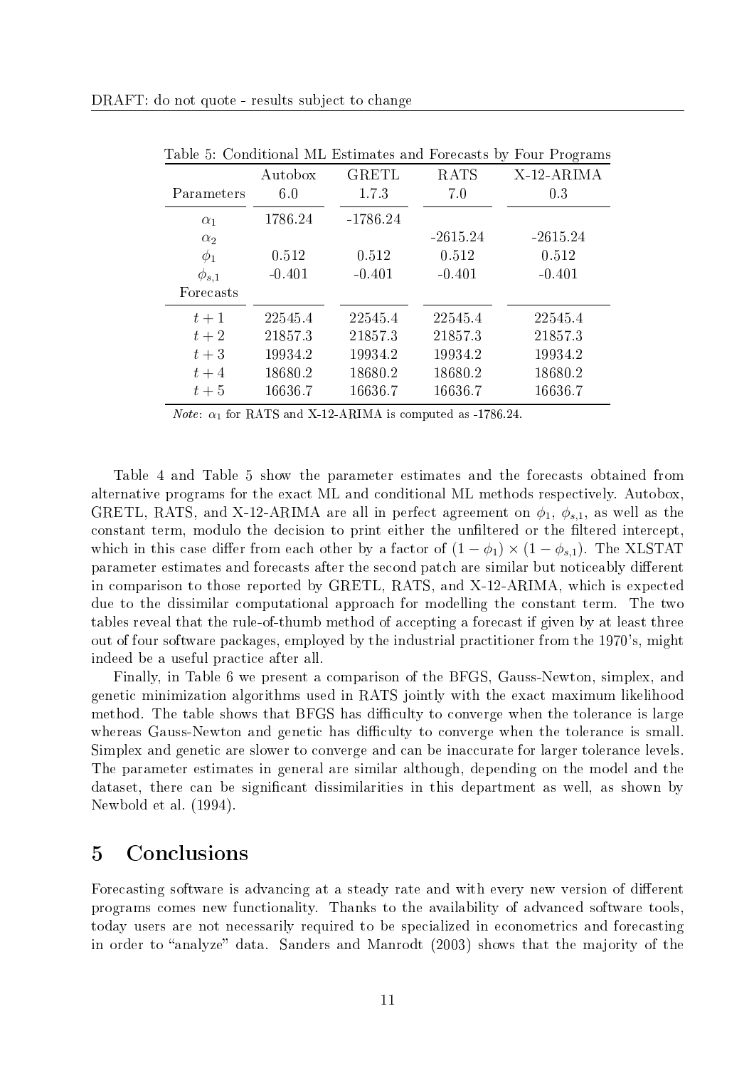Table 5: Conditional ML Estimates and Forecasts by Four Programs

| Parameters | Autobox 6.0 | GRETL 1.7.3 | RATS 7.0 | X-12-ARIMA 0.3 |
|---|---|---|---|---|
| $\alpha_1$ | 1786.24 | -1786.24 | | |
| $\alpha_2$ | | | -2615.24 | -2615.24 |
| $\phi_1$ | 0.512 | 0.512 | 0.512 | 0.512 |
| $\phi_{s,1}$ | -0.401 | -0.401 | -0.401 | -0.401 |
| Forecasts | | | | |
| $t+1$ | 22545.4 | 22545.4 | 22545.4 | 22545.4 |
| $t+2$ | 21857.3 | 21857.3 | 21857.3 | 21857.3 |
| $t+3$ | 19934.2 | 19934.2 | 19934.2 | 19934.2 |
| $t+4$ | 18680.2 | 18680.2 | 18680.2 | 18680.2 |
| $t+5$ | 16636.7 | 16636.7 | 16636.7 | 16636.7 |

*Note*: $\alpha_1$ for RATS and X-12-ARIMA is computed as -1786.24.

Table 4 and Table 5 show the parameter estimates and the forecasts obtained from alternative programs for the exact ML and conditional ML methods respectively. Autobox, GRETL, RATS, and X-12-ARIMA are all in perfect agreement on $\phi_1$, $\phi_{s,1}$, as well as the constant term, modulo the decision to print either the unfiltered or the filtered intercept, which in this case differ from each other by a factor of $(1 - \phi_1) \times (1 - \phi_{s,1})$. The XLSTAT parameter estimates and forecasts after the second patch are similar but noticeably different in comparison to those reported by GRETL, RATS, and X-12-ARIMA, which is expected due to the dissimilar computational approach for modelling the constant term. The two tables reveal that the rule-of-thumb method of accepting a forecast if given by at least three out of four software packages, employed by the industrial practitioner from the 1970's, might indeed be a useful practice after all.

Finally, in Table 6 we present a comparison of the BFGS, Gauss-Newton, simplex, and genetic minimization algorithms used in RATS jointly with the exact maximum likelihood method. The table shows that BFGS has difficulty to converge when the tolerance is large whereas Gauss-Newton and genetic has difficulty to converge when the tolerance is small. Simplex and genetic are slower to converge and can be inaccurate for larger tolerance levels. The parameter estimates in general are similar although, depending on the model and the dataset, there can be significant dissimilarities in this department as well, as shown by Newbold et al. (1994).

# 5 Conclusions

Forecasting software is advancing at a steady rate and with every new version of different programs comes new functionality. Thanks to the availability of advanced software tools, today users are not necessarily required to be specialized in econometrics and forecasting in order to "analyze" data. Sanders and Manrodt (2003) shows that the majority of the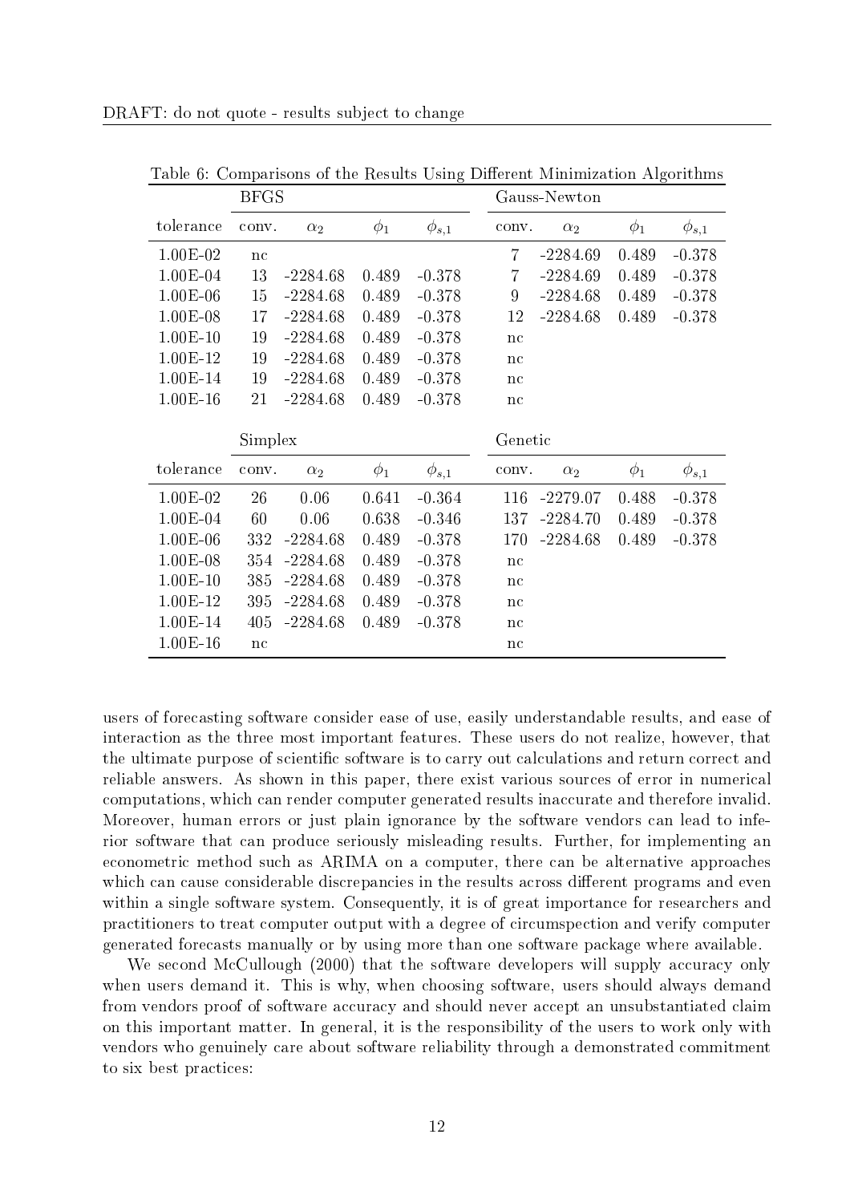Table 6: Comparisons of the Results Using Different Minimization Algorithms

| | BFGS | | | | Gauss-Newton | | | |
|---|---|---|---|---|---|---|---|---|
| tolerance | conv. | $\alpha_2$ | $\phi_1$ | $\phi_{s,1}$ | conv. | $\alpha_2$ | $\phi_1$ | $\phi_{s,1}$ |
| 1.00E-02 | nc | | | | 7 | -2284.69 | 0.489 | -0.378 |
| 1.00E-04 | 13 | -2284.68 | 0.489 | -0.378 | 7 | -2284.69 | 0.489 | -0.378 |
| 1.00E-06 | 15 | -2284.68 | 0.489 | -0.378 | 9 | -2284.68 | 0.489 | -0.378 |
| 1.00E-08 | 17 | -2284.68 | 0.489 | -0.378 | 12 | -2284.68 | 0.489 | -0.378 |
| 1.00E-10 | 19 | -2284.68 | 0.489 | -0.378 | nc | | | |
| 1.00E-12 | 19 | -2284.68 | 0.489 | -0.378 | nc | | | |
| 1.00E-14 | 19 | -2284.68 | 0.489 | -0.378 | nc | | | |
| 1.00E-16 | 21 | -2284.68 | 0.489 | -0.378 | nc | | | |
| | **Simplex** | | | | **Genetic** | | | |
| tolerance | conv. | $\alpha_2$ | $\phi_1$ | $\phi_{s,1}$ | conv. | $\alpha_2$ | $\phi_1$ | $\phi_{s,1}$ |
| 1.00E-02 | 26 | 0.06 | 0.641 | -0.364 | 116 | -2279.07 | 0.488 | -0.378 |
| 1.00E-04 | 60 | 0.06 | 0.638 | -0.346 | 137 | -2284.70 | 0.489 | -0.378 |
| 1.00E-06 | 332 | -2284.68 | 0.489 | -0.378 | 170 | -2284.68 | 0.489 | -0.378 |
| 1.00E-08 | 354 | -2284.68 | 0.489 | -0.378 | nc | | | |
| 1.00E-10 | 385 | -2284.68 | 0.489 | -0.378 | nc | | | |
| 1.00E-12 | 395 | -2284.68 | 0.489 | -0.378 | nc | | | |
| 1.00E-14 | 405 | -2284.68 | 0.489 | -0.378 | nc | | | |
| 1.00E-16 | nc | | | | nc | | | |

users of forecasting software consider ease of use, easily understandable results, and ease of interaction as the three most important features. These users do not realize, however, that the ultimate purpose of scientific software is to carry out calculations and return correct and reliable answers. As shown in this paper, there exist various sources of error in numerical computations, which can render computer generated results inaccurate and therefore invalid. Moreover, human errors or just plain ignorance by the software vendors can lead to inferior software that can produce seriously misleading results. Further, for implementing an econometric method such as ARIMA on a computer, there can be alternative approaches which can cause considerable discrepancies in the results across different programs and even within a single software system. Consequently, it is of great importance for researchers and practitioners to treat computer output with a degree of circumspection and verify computer generated forecasts manually or by using more than one software package where available.

We second McCullough (2000) that the software developers will supply accuracy only when users demand it. This is why, when choosing software, users should always demand from vendors proof of software accuracy and should never accept an unsubstantiated claim on this important matter. In general, it is the responsibility of the users to work only with vendors who genuinely care about software reliability through a demonstrated commitment to six best practices: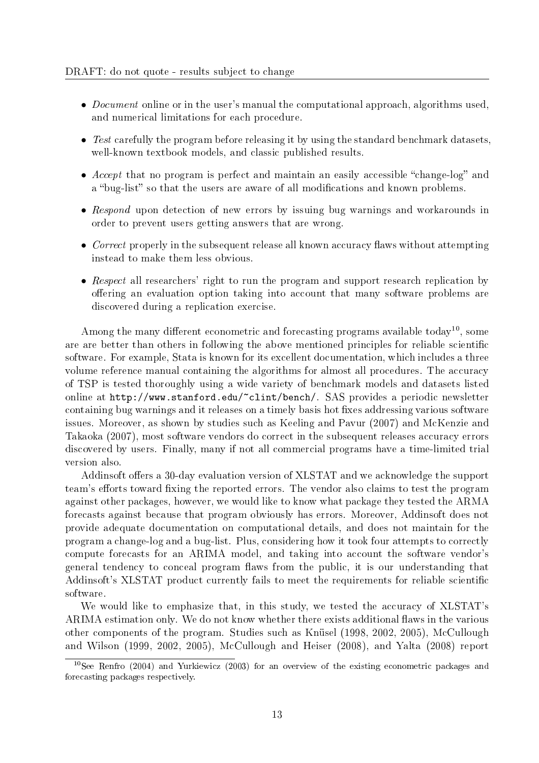- *Document* online or in the user's manual the computational approach, algorithms used, and numerical limitations for each procedure.
- *Test* carefully the program before releasing it by using the standard benchmark datasets, well-known textbook models, and classic published results.
- *Accept* that no program is perfect and maintain an easily accessible "change-log" and a "bug-list" so that the users are aware of all modifications and known problems.
- *Respond* upon detection of new errors by issuing bug warnings and workarounds in order to prevent users getting answers that are wrong.
- *Correct* properly in the subsequent release all known accuracy flaws without attempting instead to make them less obvious.
- *Respect* all researchers' right to run the program and support research replication by offering an evaluation option taking into account that many software problems are discovered during a replication exercise.

Among the many different econometric and forecasting programs available today[10], some are are better than others in following the above mentioned principles for reliable scientific software. For example, Stata is known for its excellent documentation, which includes a three volume reference manual containing the algorithms for almost all procedures. The accuracy of TSP is tested thoroughly using a wide variety of benchmark models and datasets listed online at `http://www.stanford.edu/~clint/bench/`. SAS provides a periodic newsletter containing bug warnings and it releases on a timely basis hot fixes addressing various software issues. Moreover, as shown by studies such as Keeling and Pavur (2007) and McKenzie and Takaoka (2007), most software vendors do correct in the subsequent releases accuracy errors discovered by users. Finally, many if not all commercial programs have a time-limited trial version also.

Addinsoft offers a 30-day evaluation version of XLSTAT and we acknowledge the support team's efforts toward fixing the reported errors. The vendor also claims to test the program against other packages, however, we would like to know what package they tested the ARMA forecasts against because that program obviously has errors. Moreover, Addinsoft does not provide adequate documentation on computational details, and does not maintain for the program a change-log and a bug-list. Plus, considering how it took four attempts to correctly compute forecasts for an ARIMA model, and taking into account the software vendor's general tendency to conceal program flaws from the public, it is our understanding that Addinsoft's XLSTAT product currently fails to meet the requirements for reliable scientific software.

We would like to emphasize that, in this study, we tested the accuracy of XLSTAT's ARIMA estimation only. We do not know whether there exists additional flaws in the various other components of the program. Studies such as Knüsel (1998, 2002, 2005), McCullough and Wilson (1999, 2002, 2005), McCullough and Heiser (2008), and Yalta (2008) report

[10] See Renfro (2004) and Yurkiewicz (2003) for an overview of the existing econometric packages and forecasting packages respectively.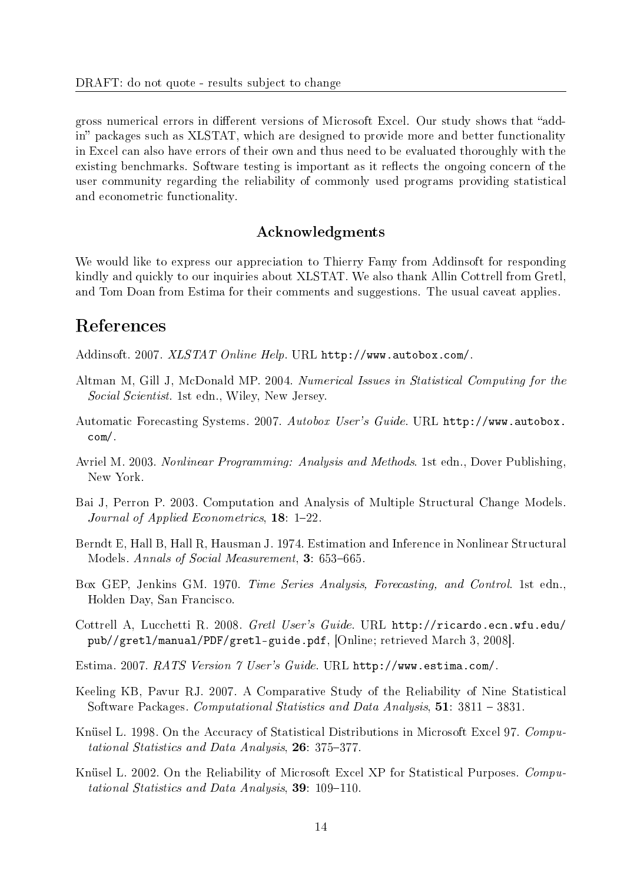gross numerical errors in different versions of Microsoft Excel. Our study shows that "add-in" packages such as XLSTAT, which are designed to provide more and better functionality in Excel can also have errors of their own and thus need to be evaluated thoroughly with the existing benchmarks. Software testing is important as it reflects the ongoing concern of the user community regarding the reliability of commonly used programs providing statistical and econometric functionality.

### Acknowledgments

We would like to express our appreciation to Thierry Famy from Addinsoft for responding kindly and quickly to our inquiries about XLSTAT. We also thank Allin Cottrell from Gretl, and Tom Doan from Estima for their comments and suggestions. The usual caveat applies.

## References

Addinsoft. 2007. *XLSTAT Online Help*. URL http://www.autobox.com/.

Altman M, Gill J, McDonald MP. 2004. *Numerical Issues in Statistical Computing for the Social Scientist*. 1st edn., Wiley, New Jersey.

Automatic Forecasting Systems. 2007. *Autobox User's Guide*. URL http://www.autobox.com/.

Avriel M. 2003. *Nonlinear Programming: Analysis and Methods*. 1st edn., Dover Publishing, New York.

Bai J, Perron P. 2003. Computation and Analysis of Multiple Structural Change Models. *Journal of Applied Econometrics*, **18**: 1–22.

Berndt E, Hall B, Hall R, Hausman J. 1974. Estimation and Inference in Nonlinear Structural Models. *Annals of Social Measurement*, **3**: 653–665.

Box GEP, Jenkins GM. 1970. *Time Series Analysis, Forecasting, and Control*. 1st edn., Holden Day, San Francisco.

Cottrell A, Lucchetti R. 2008. *Gretl User's Guide*. URL http://ricardo.ecn.wfu.edu/pub//gretl/manual/PDF/gretl-guide.pdf, [Online; retrieved March 3, 2008].

Estima. 2007. *RATS Version 7 User's Guide*. URL http://www.estima.com/.

Keeling KB, Pavur RJ. 2007. A Comparative Study of the Reliability of Nine Statistical Software Packages. *Computational Statistics and Data Analysis*, **51**: 3811 – 3831.

Knüsel L. 1998. On the Accuracy of Statistical Distributions in Microsoft Excel 97. *Computational Statistics and Data Analysis*, **26**: 375–377.

Knüsel L. 2002. On the Reliability of Microsoft Excel XP for Statistical Purposes. *Computational Statistics and Data Analysis*, **39**: 109–110.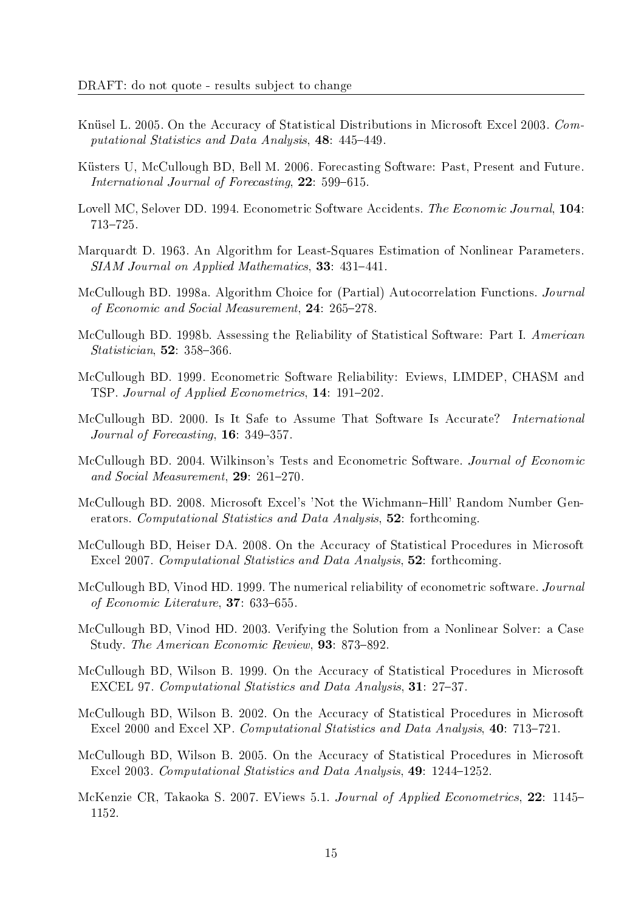Knüsel L. 2005. On the Accuracy of Statistical Distributions in Microsoft Excel 2003. *Computational Statistics and Data Analysis*, **48**: 445–449.

Küsters U, McCullough BD, Bell M. 2006. Forecasting Software: Past, Present and Future. *International Journal of Forecasting*, **22**: 599–615.

Lovell MC, Selover DD. 1994. Econometric Software Accidents. *The Economic Journal*, **104**: 713–725.

Marquardt D. 1963. An Algorithm for Least-Squares Estimation of Nonlinear Parameters. *SIAM Journal on Applied Mathematics*, **33**: 431–441.

McCullough BD. 1998a. Algorithm Choice for (Partial) Autocorrelation Functions. *Journal of Economic and Social Measurement*, **24**: 265–278.

McCullough BD. 1998b. Assessing the Reliability of Statistical Software: Part I. *American Statistician*, **52**: 358–366.

McCullough BD. 1999. Econometric Software Reliability: Eviews, LIMDEP, CHASM and TSP. *Journal of Applied Econometrics*, **14**: 191–202.

McCullough BD. 2000. Is It Safe to Assume That Software Is Accurate? *International Journal of Forecasting*, **16**: 349–357.

McCullough BD. 2004. Wilkinson's Tests and Econometric Software. *Journal of Economic and Social Measurement*, **29**: 261–270.

McCullough BD. 2008. Microsoft Excel's 'Not the Wichmann–Hill' Random Number Generators. *Computational Statistics and Data Analysis*, **52**: forthcoming.

McCullough BD, Heiser DA. 2008. On the Accuracy of Statistical Procedures in Microsoft Excel 2007. *Computational Statistics and Data Analysis*, **52**: forthcoming.

McCullough BD, Vinod HD. 1999. The numerical reliability of econometric software. *Journal of Economic Literature*, **37**: 633–655.

McCullough BD, Vinod HD. 2003. Verifying the Solution from a Nonlinear Solver: a Case Study. *The American Economic Review*, **93**: 873–892.

McCullough BD, Wilson B. 1999. On the Accuracy of Statistical Procedures in Microsoft EXCEL 97. *Computational Statistics and Data Analysis*, **31**: 27–37.

McCullough BD, Wilson B. 2002. On the Accuracy of Statistical Procedures in Microsoft Excel 2000 and Excel XP. *Computational Statistics and Data Analysis*, **40**: 713–721.

McCullough BD, Wilson B. 2005. On the Accuracy of Statistical Procedures in Microsoft Excel 2003. *Computational Statistics and Data Analysis*, **49**: 1244–1252.

McKenzie CR, Takaoka S. 2007. EViews 5.1. *Journal of Applied Econometrics*, **22**: 1145–1152.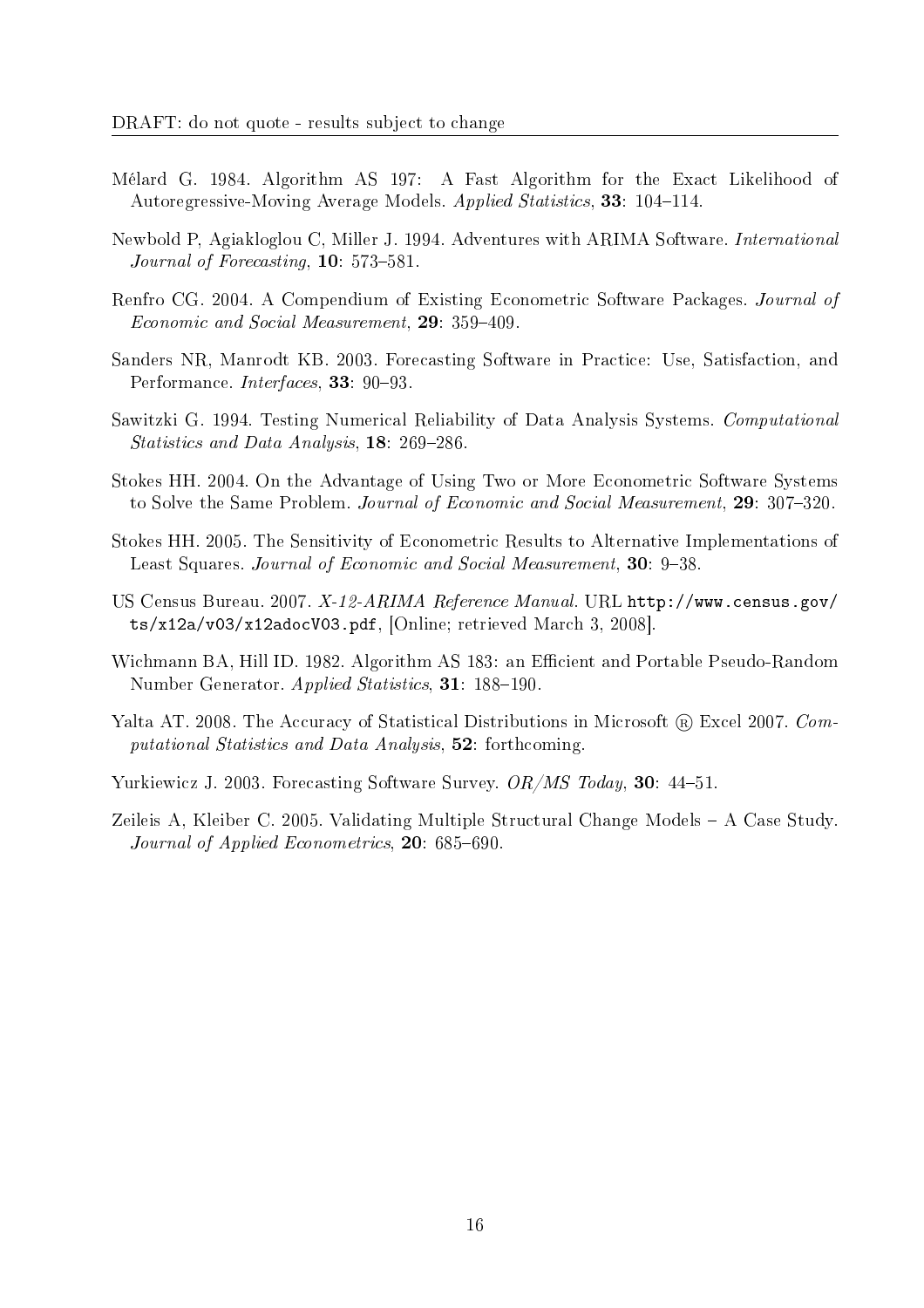Mélard G. 1984. Algorithm AS 197: A Fast Algorithm for the Exact Likelihood of Autoregressive-Moving Average Models. *Applied Statistics*, **33**: 104–114.

Newbold P, Agiakloglou C, Miller J. 1994. Adventures with ARIMA Software. *International Journal of Forecasting*, **10**: 573–581.

Renfro CG. 2004. A Compendium of Existing Econometric Software Packages. *Journal of Economic and Social Measurement*, **29**: 359–409.

Sanders NR, Manrodt KB. 2003. Forecasting Software in Practice: Use, Satisfaction, and Performance. *Interfaces*, **33**: 90–93.

Sawitzki G. 1994. Testing Numerical Reliability of Data Analysis Systems. *Computational Statistics and Data Analysis*, **18**: 269–286.

Stokes HH. 2004. On the Advantage of Using Two or More Econometric Software Systems to Solve the Same Problem. *Journal of Economic and Social Measurement*, **29**: 307–320.

Stokes HH. 2005. The Sensitivity of Econometric Results to Alternative Implementations of Least Squares. *Journal of Economic and Social Measurement*, **30**: 9–38.

US Census Bureau. 2007. *X-12-ARIMA Reference Manual*. URL `http://www.census.gov/ts/x12a/v03/x12adocV03.pdf`, [Online; retrieved March 3, 2008].

Wichmann BA, Hill ID. 1982. Algorithm AS 183: an Efficient and Portable Pseudo-Random Number Generator. *Applied Statistics*, **31**: 188–190.

Yalta AT. 2008. The Accuracy of Statistical Distributions in Microsoft ® Excel 2007. *Computational Statistics and Data Analysis*, **52**: forthcoming.

Yurkiewicz J. 2003. Forecasting Software Survey. *OR/MS Today*, **30**: 44–51.

Zeileis A, Kleiber C. 2005. Validating Multiple Structural Change Models – A Case Study. *Journal of Applied Econometrics*, **20**: 685–690.